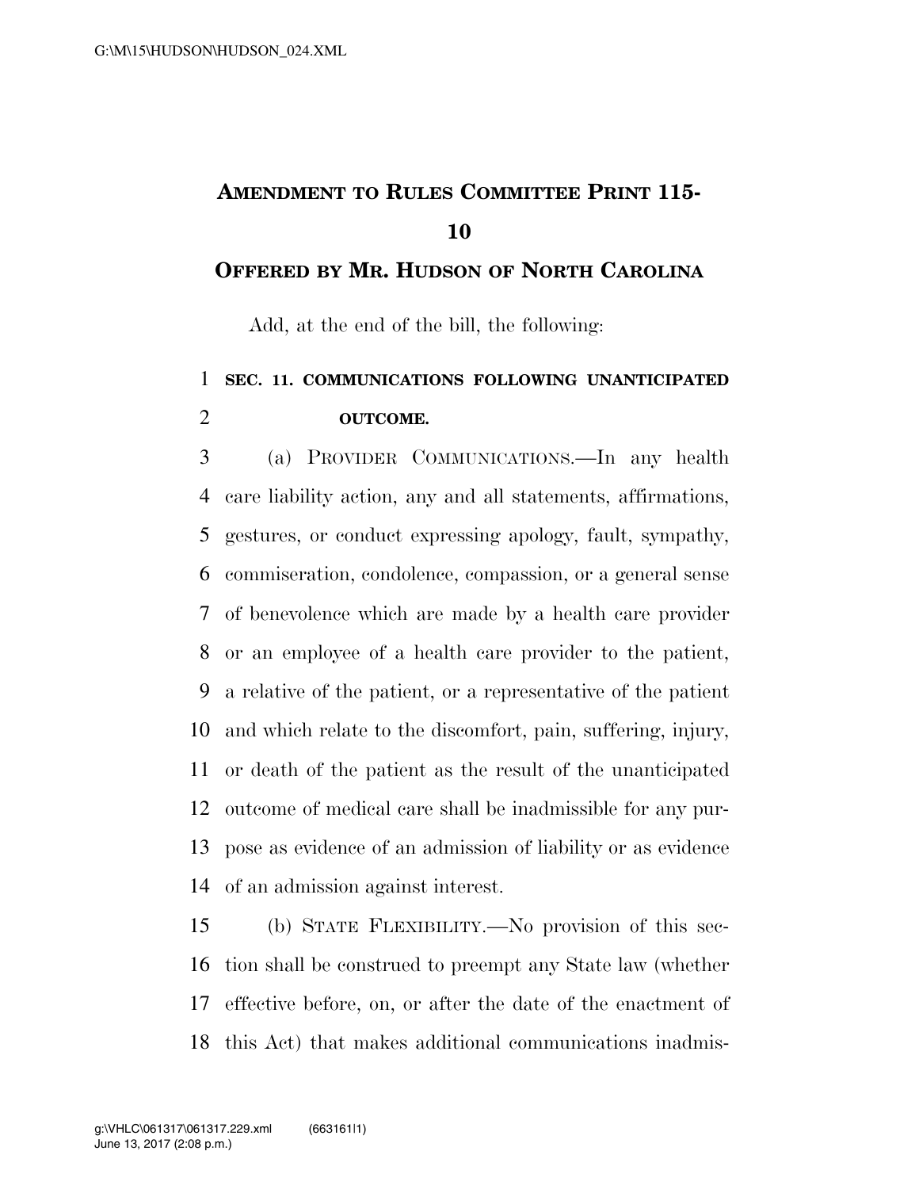# AMENDMENT TO RULES COMMITTEE PRINT 115-10

## OFFERED BY MR. HUDSON OF NORTH CAROLINA

Add, at the end of the bill, the following:

**SEC. 11. COMMUNICATIONS FOLLOWING UNANTICIPATED OUTCOME.**

(a) PROVIDER COMMUNICATIONS.—In any health care liability action, any and all statements, affirmations, gestures, or conduct expressing apology, fault, sympathy, commiseration, condolence, compassion, or a general sense of benevolence which are made by a health care provider or an employee of a health care provider to the patient, a relative of the patient, or a representative of the patient and which relate to the discomfort, pain, suffering, injury, or death of the patient as the result of the unanticipated outcome of medical care shall be inadmissible for any purpose as evidence of an admission of liability or as evidence of an admission against interest.

(b) STATE FLEXIBILITY.—No provision of this section shall be construed to preempt any State law (whether effective before, on, or after the date of the enactment of this Act) that makes additional communications inadmis-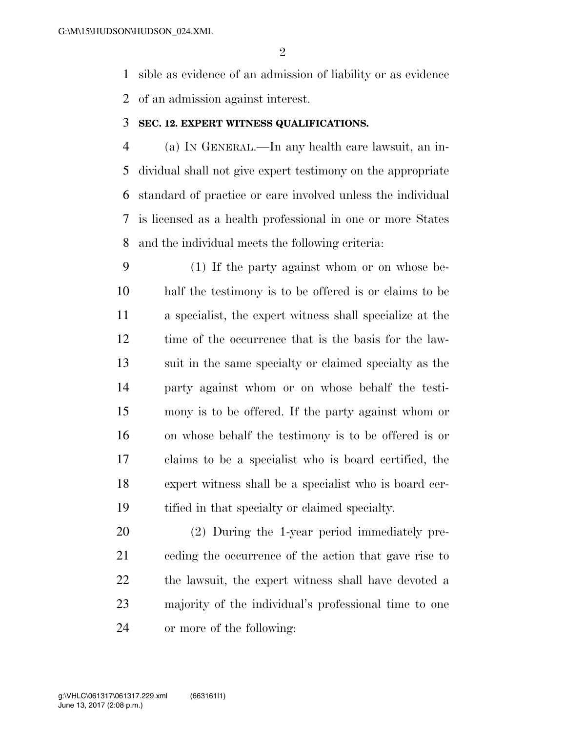sible as evidence of an admission of liability or as evidence of an admission against interest.

**SEC. 12. EXPERT WITNESS QUALIFICATIONS.**

(a) IN GENERAL.—In any health care lawsuit, an individual shall not give expert testimony on the appropriate standard of practice or care involved unless the individual is licensed as a health professional in one or more States and the individual meets the following criteria:

(1) If the party against whom or on whose behalf the testimony is to be offered is or claims to be a specialist, the expert witness shall specialize at the time of the occurrence that is the basis for the lawsuit in the same specialty or claimed specialty as the party against whom or on whose behalf the testimony is to be offered. If the party against whom or on whose behalf the testimony is to be offered is or claims to be a specialist who is board certified, the expert witness shall be a specialist who is board certified in that specialty or claimed specialty.

(2) During the 1-year period immediately preceding the occurrence of the action that gave rise to the lawsuit, the expert witness shall have devoted a majority of the individual's professional time to one or more of the following: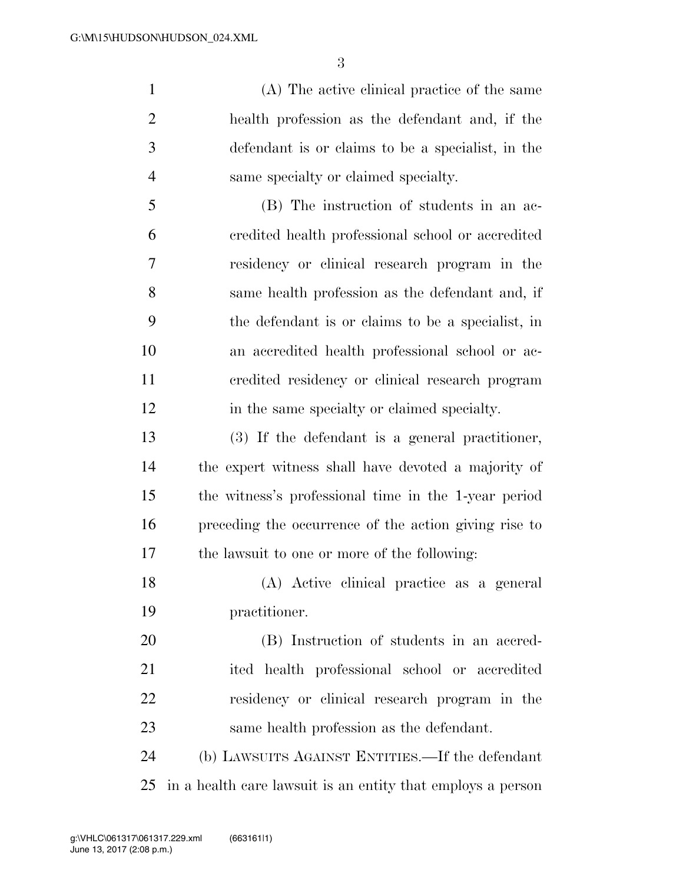(A) The active clinical practice of the same health profession as the defendant and, if the defendant is or claims to be a specialist, in the same specialty or claimed specialty.

(B) The instruction of students in an accredited health professional school or accredited residency or clinical research program in the same health profession as the defendant and, if the defendant is or claims to be a specialist, in an accredited health professional school or accredited residency or clinical research program in the same specialty or claimed specialty.

(3) If the defendant is a general practitioner, the expert witness shall have devoted a majority of the witness's professional time in the 1-year period preceding the occurrence of the action giving rise to the lawsuit to one or more of the following:

(A) Active clinical practice as a general practitioner.

(B) Instruction of students in an accredited health professional school or accredited residency or clinical research program in the same health profession as the defendant.

(b) LAWSUITS AGAINST ENTITIES.—If the defendant in a health care lawsuit is an entity that employs a person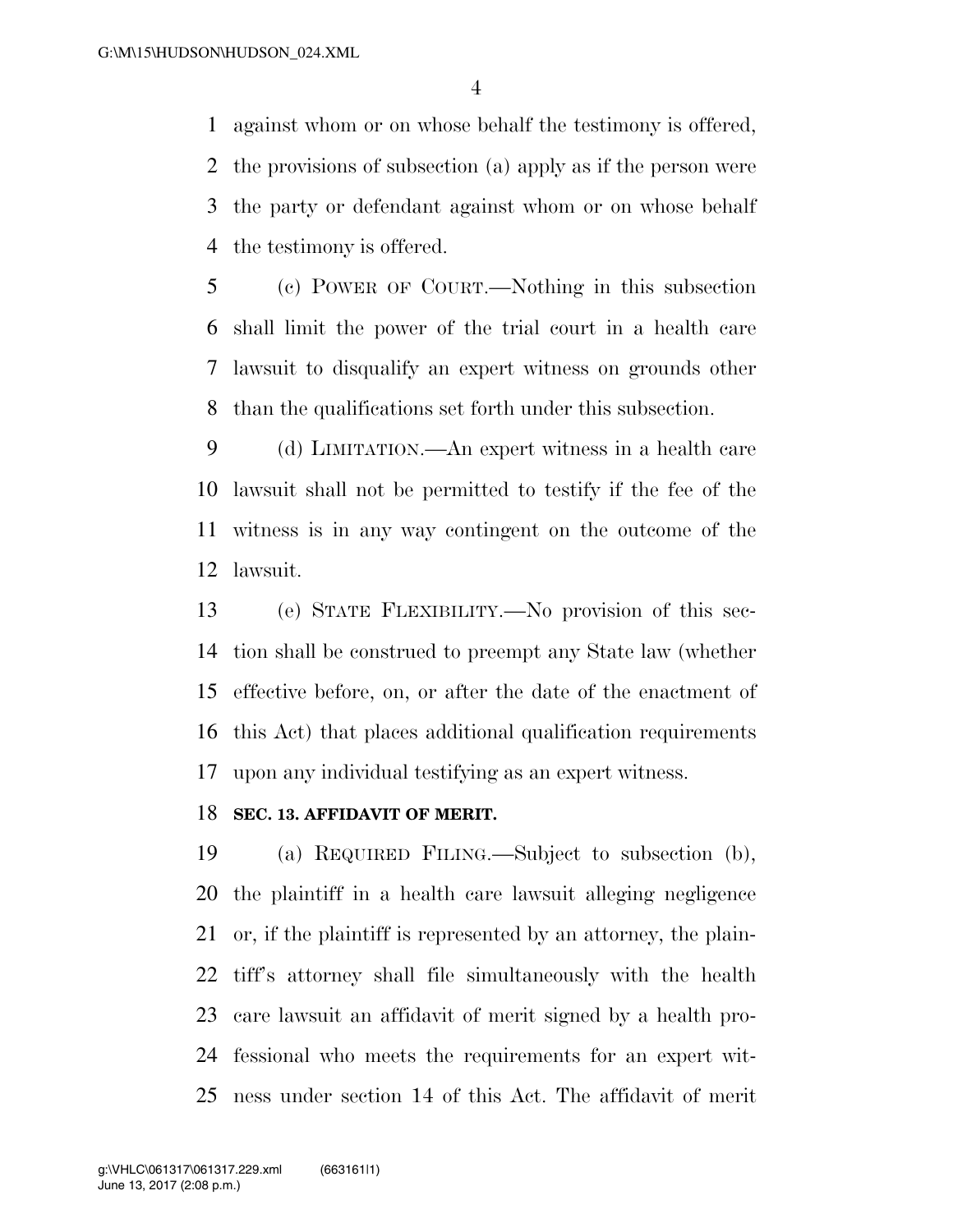against whom or on whose behalf the testimony is offered, the provisions of subsection (a) apply as if the person were the party or defendant against whom or on whose behalf the testimony is offered.

(c) POWER OF COURT.—Nothing in this subsection shall limit the power of the trial court in a health care lawsuit to disqualify an expert witness on grounds other than the qualifications set forth under this subsection.

(d) LIMITATION.—An expert witness in a health care lawsuit shall not be permitted to testify if the fee of the witness is in any way contingent on the outcome of the lawsuit.

(e) STATE FLEXIBILITY.—No provision of this section shall be construed to preempt any State law (whether effective before, on, or after the date of the enactment of this Act) that places additional qualification requirements upon any individual testifying as an expert witness.

**SEC. 13. AFFIDAVIT OF MERIT.**

(a) REQUIRED FILING.—Subject to subsection (b), the plaintiff in a health care lawsuit alleging negligence or, if the plaintiff is represented by an attorney, the plaintiff's attorney shall file simultaneously with the health care lawsuit an affidavit of merit signed by a health professional who meets the requirements for an expert witness under section 14 of this Act. The affidavit of merit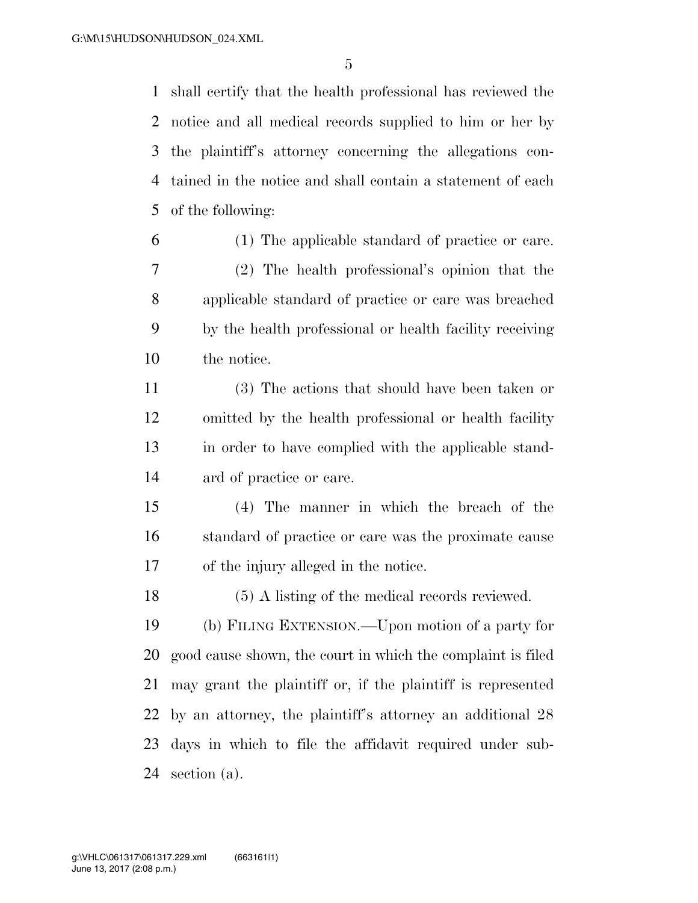shall certify that the health professional has reviewed the notice and all medical records supplied to him or her by the plaintiff's attorney concerning the allegations contained in the notice and shall contain a statement of each of the following:

(1) The applicable standard of practice or care.

(2) The health professional's opinion that the applicable standard of practice or care was breached by the health professional or health facility receiving the notice.

(3) The actions that should have been taken or omitted by the health professional or health facility in order to have complied with the applicable standard of practice or care.

(4) The manner in which the breach of the standard of practice or care was the proximate cause of the injury alleged in the notice.

(5) A listing of the medical records reviewed.

(b) FILING EXTENSION.—Upon motion of a party for good cause shown, the court in which the complaint is filed may grant the plaintiff or, if the plaintiff is represented by an attorney, the plaintiff's attorney an additional 28 days in which to file the affidavit required under subsection (a).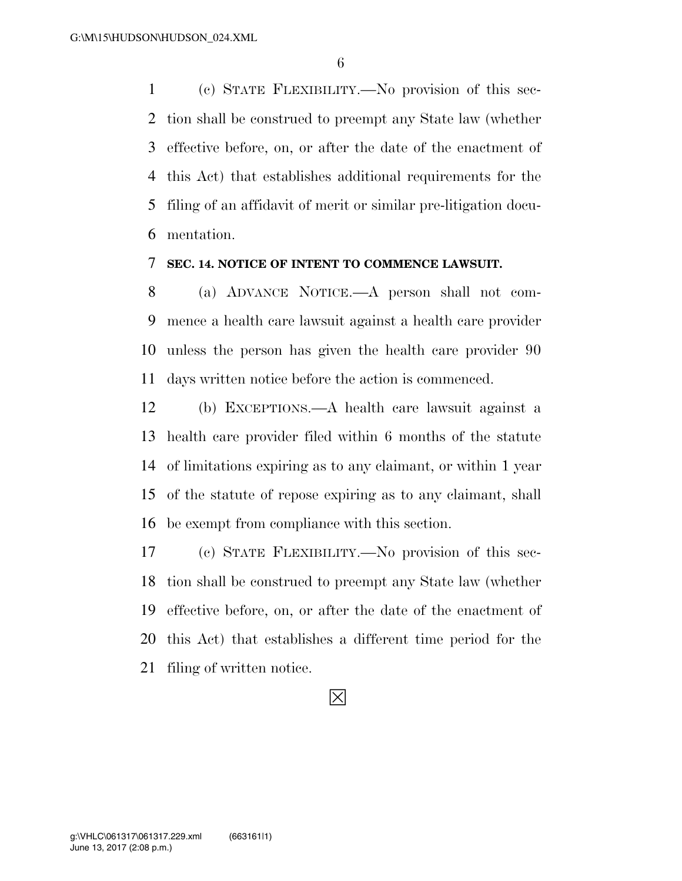(c) STATE FLEXIBILITY.—No provision of this section shall be construed to preempt any State law (whether effective before, on, or after the date of the enactment of this Act) that establishes additional requirements for the filing of an affidavit of merit or similar pre-litigation documentation.

**SEC. 14. NOTICE OF INTENT TO COMMENCE LAWSUIT.**

(a) ADVANCE NOTICE.—A person shall not commence a health care lawsuit against a health care provider unless the person has given the health care provider 90 days written notice before the action is commenced.

(b) EXCEPTIONS.—A health care lawsuit against a health care provider filed within 6 months of the statute of limitations expiring as to any claimant, or within 1 year of the statute of repose expiring as to any claimant, shall be exempt from compliance with this section.

(c) STATE FLEXIBILITY.—No provision of this section shall be construed to preempt any State law (whether effective before, on, or after the date of the enactment of this Act) that establishes a different time period for the filing of written notice.